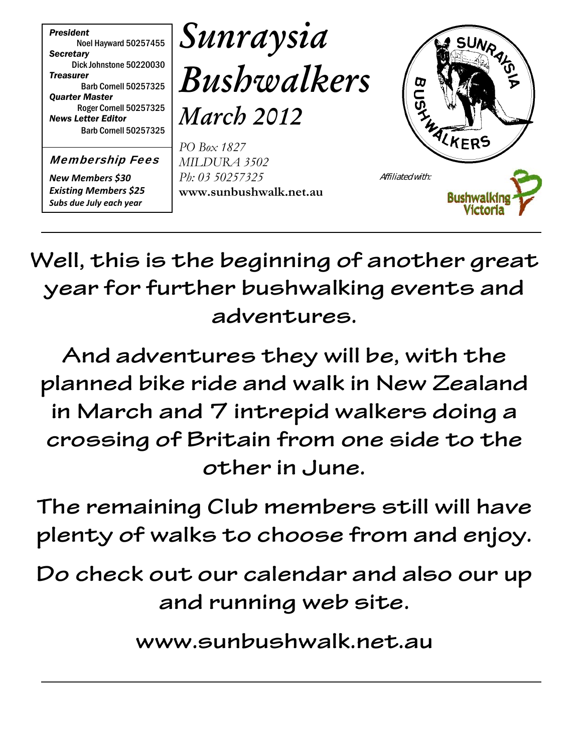***President***
Noel Hayward 50257455
***Secretary***
Dick Johnstone 50220030
***Treasurer***
Barb Cornell 50257325
***Quarter Master***
Roger Cornell 50257325
***News Letter Editor***
Barb Cornell 50257325

**Membership Fees**

***New Members $30***
***Existing Members $25***
***Subs due July each year***

# *Sunraysia Bushwalkers*

## *March 2012*

*PO Box 1827*
*MILDURA 3502*
*Ph: 03 50257325*
**www.sunbushwalk.net.au**

Affiliated with: Bushwalking Victoria

---

**Well, this is the beginning of another great year for further bushwalking events and adventures.**

**And adventures they will be, with the planned bike ride and walk in New Zealand in March and 7 intrepid walkers doing a crossing of Britain from one side to the other in June.**

**The remaining Club members still will have plenty of walks to choose from and enjoy.**

**Do check out our calendar and also our up and running web site.**

**www.sunbushwalk.net.au**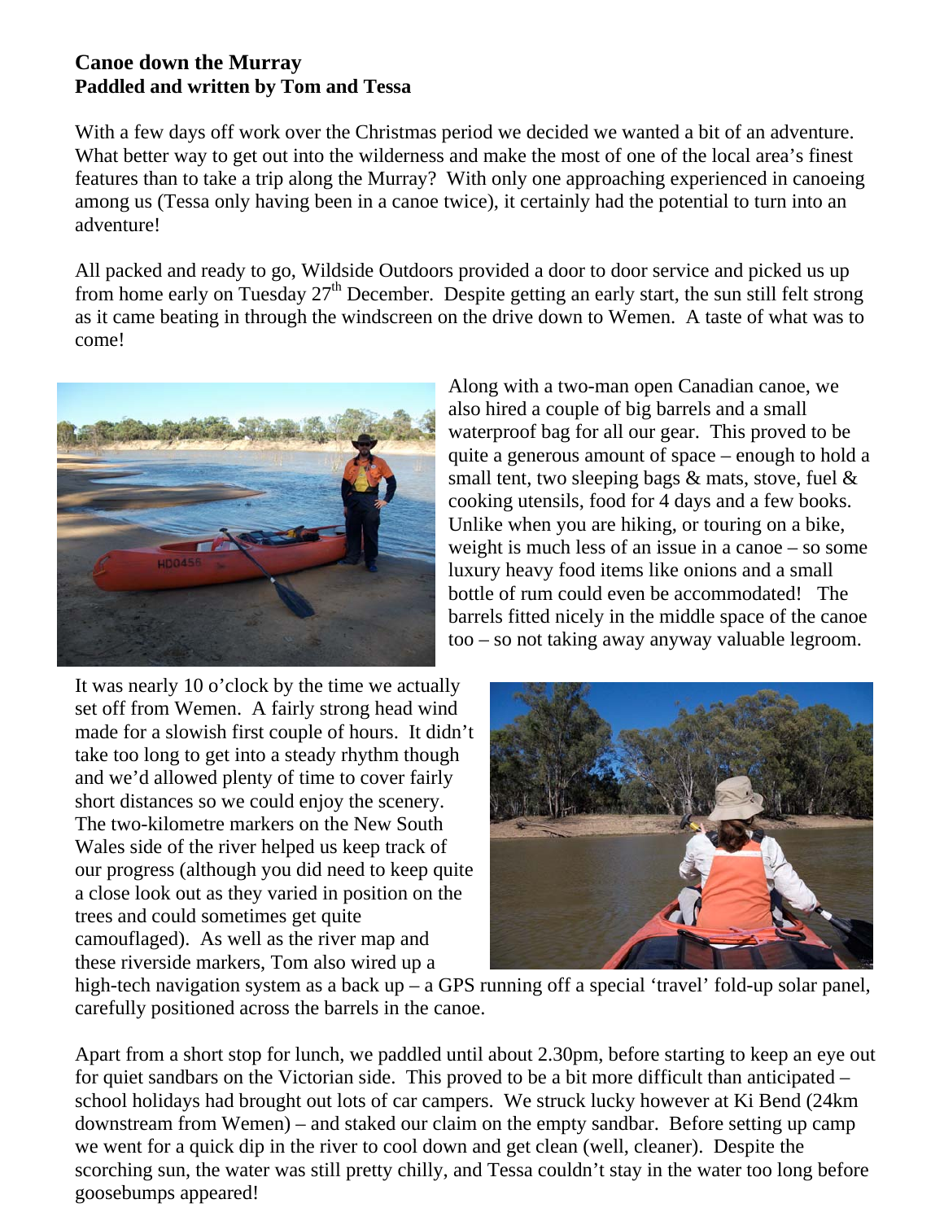**Canoe down the Murray**
**Paddled and written by Tom and Tessa**

With a few days off work over the Christmas period we decided we wanted a bit of an adventure. What better way to get out into the wilderness and make the most of one of the local area's finest features than to take a trip along the Murray? With only one approaching experienced in canoeing among us (Tessa only having been in a canoe twice), it certainly had the potential to turn into an adventure!

All packed and ready to go, Wildside Outdoors provided a door to door service and picked us up from home early on Tuesday 27th December. Despite getting an early start, the sun still felt strong as it came beating in through the windscreen on the drive down to Wemen. A taste of what was to come!

Along with a two-man open Canadian canoe, we also hired a couple of big barrels and a small waterproof bag for all our gear. This proved to be quite a generous amount of space – enough to hold a small tent, two sleeping bags & mats, stove, fuel & cooking utensils, food for 4 days and a few books. Unlike when you are hiking, or touring on a bike, weight is much less of an issue in a canoe – so some luxury heavy food items like onions and a small bottle of rum could even be accommodated! The barrels fitted nicely in the middle space of the canoe too – so not taking away anyway valuable legroom.

It was nearly 10 o'clock by the time we actually set off from Wemen. A fairly strong head wind made for a slowish first couple of hours. It didn't take too long to get into a steady rhythm though and we'd allowed plenty of time to cover fairly short distances so we could enjoy the scenery. The two-kilometre markers on the New South Wales side of the river helped us keep track of our progress (although you did need to keep quite a close look out as they varied in position on the trees and could sometimes get quite camouflaged). As well as the river map and these riverside markers, Tom also wired up a high-tech navigation system as a back up – a GPS running off a special 'travel' fold-up solar panel, carefully positioned across the barrels in the canoe.

Apart from a short stop for lunch, we paddled until about 2.30pm, before starting to keep an eye out for quiet sandbars on the Victorian side. This proved to be a bit more difficult than anticipated – school holidays had brought out lots of car campers. We struck lucky however at Ki Bend (24km downstream from Wemen) – and staked our claim on the empty sandbar. Before setting up camp we went for a quick dip in the river to cool down and get clean (well, cleaner). Despite the scorching sun, the water was still pretty chilly, and Tessa couldn't stay in the water too long before goosebumps appeared!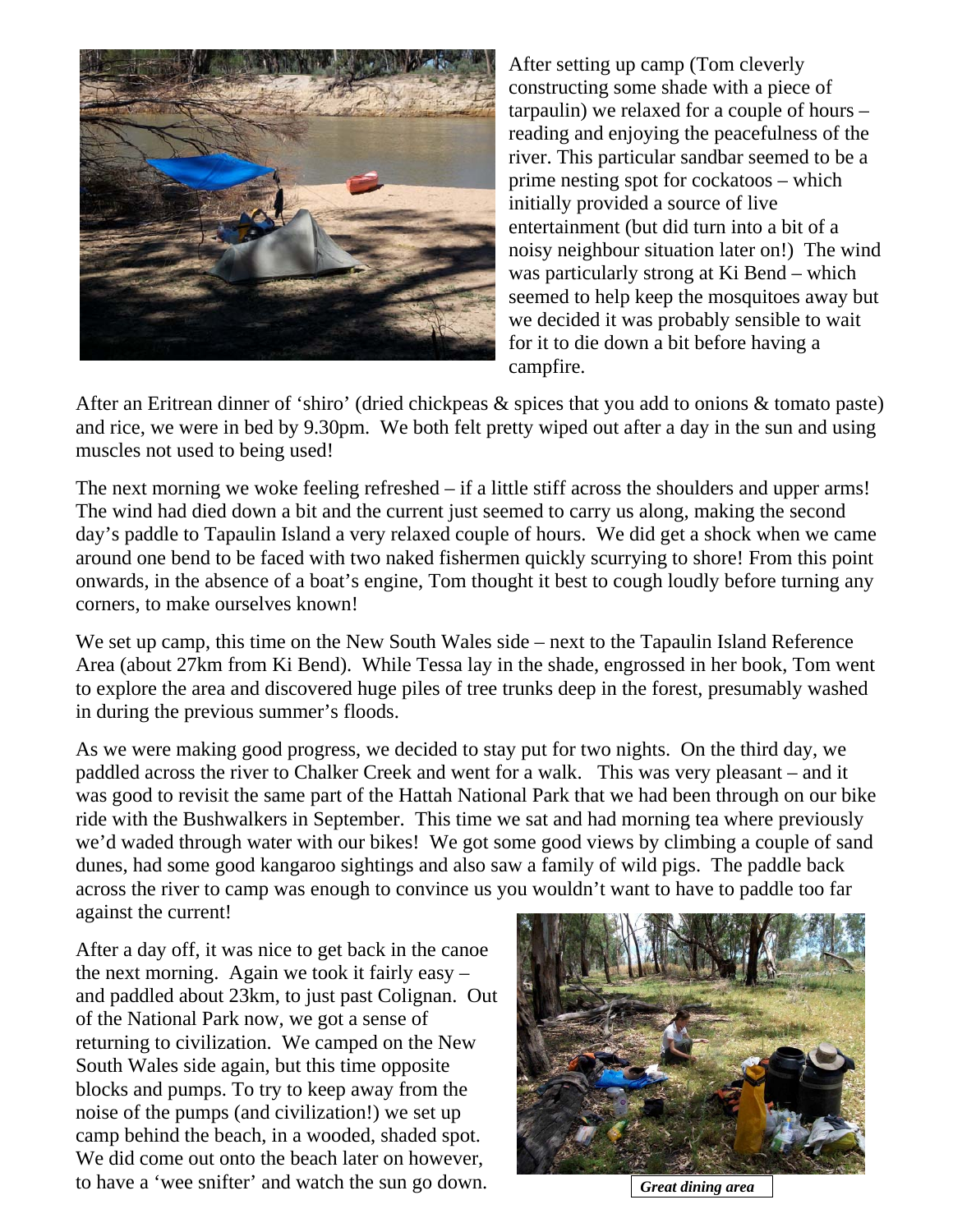After setting up camp (Tom cleverly constructing some shade with a piece of tarpaulin) we relaxed for a couple of hours – reading and enjoying the peacefulness of the river. This particular sandbar seemed to be a prime nesting spot for cockatoos – which initially provided a source of live entertainment (but did turn into a bit of a noisy neighbour situation later on!) The wind was particularly strong at Ki Bend – which seemed to help keep the mosquitoes away but we decided it was probably sensible to wait for it to die down a bit before having a campfire.

After an Eritrean dinner of 'shiro' (dried chickpeas & spices that you add to onions & tomato paste) and rice, we were in bed by 9.30pm. We both felt pretty wiped out after a day in the sun and using muscles not used to being used!

The next morning we woke feeling refreshed – if a little stiff across the shoulders and upper arms! The wind had died down a bit and the current just seemed to carry us along, making the second day's paddle to Tapaulin Island a very relaxed couple of hours. We did get a shock when we came around one bend to be faced with two naked fishermen quickly scurrying to shore! From this point onwards, in the absence of a boat's engine, Tom thought it best to cough loudly before turning any corners, to make ourselves known!

We set up camp, this time on the New South Wales side – next to the Tapaulin Island Reference Area (about 27km from Ki Bend). While Tessa lay in the shade, engrossed in her book, Tom went to explore the area and discovered huge piles of tree trunks deep in the forest, presumably washed in during the previous summer's floods.

As we were making good progress, we decided to stay put for two nights. On the third day, we paddled across the river to Chalker Creek and went for a walk. This was very pleasant – and it was good to revisit the same part of the Hattah National Park that we had been through on our bike ride with the Bushwalkers in September. This time we sat and had morning tea where previously we'd waded through water with our bikes! We got some good views by climbing a couple of sand dunes, had some good kangaroo sightings and also saw a family of wild pigs. The paddle back across the river to camp was enough to convince us you wouldn't want to have to paddle too far against the current!

After a day off, it was nice to get back in the canoe the next morning. Again we took it fairly easy – and paddled about 23km, to just past Colignan. Out of the National Park now, we got a sense of returning to civilization. We camped on the New South Wales side again, but this time opposite blocks and pumps. To try to keep away from the noise of the pumps (and civilization!) we set up camp behind the beach, in a wooded, shaded spot. We did come out onto the beach later on however, to have a 'wee snifter' and watch the sun go down.

***Great dining area***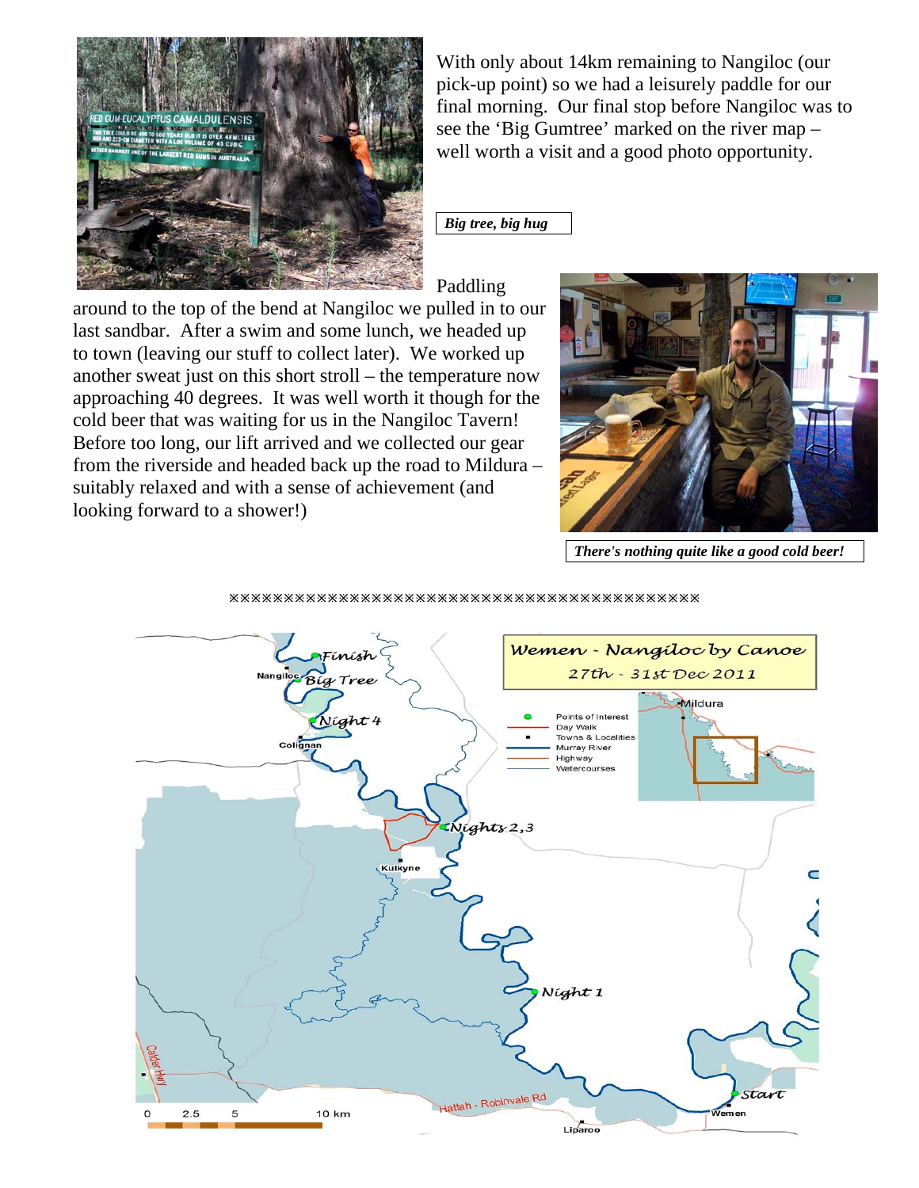With only about 14km remaining to Nangiloc (our pick-up point) so we had a leisurely paddle for our final morning. Our final stop before Nangiloc was to see the 'Big Gumtree' marked on the river map – well worth a visit and a good photo opportunity.

***Big tree, big hug***

Paddling around to the top of the bend at Nangiloc we pulled in to our last sandbar. After a swim and some lunch, we headed up to town (leaving our stuff to collect later). We worked up another sweat just on this short stroll – the temperature now approaching 40 degrees. It was well worth it though for the cold beer that was waiting for us in the Nangiloc Tavern! Before too long, our lift arrived and we collected our gear from the riverside and headed back up the road to Mildura – suitably relaxed and with a sense of achievement (and looking forward to a shower!)

***There's nothing quite like a good cold beer!***

※※※※※※※※※※※※※※※※※※※※※※※※※※※※※※※※※※※※※※※※※※※※※

**Wemen - Nangiloc by Canoe**

27th - 31st Dec 2011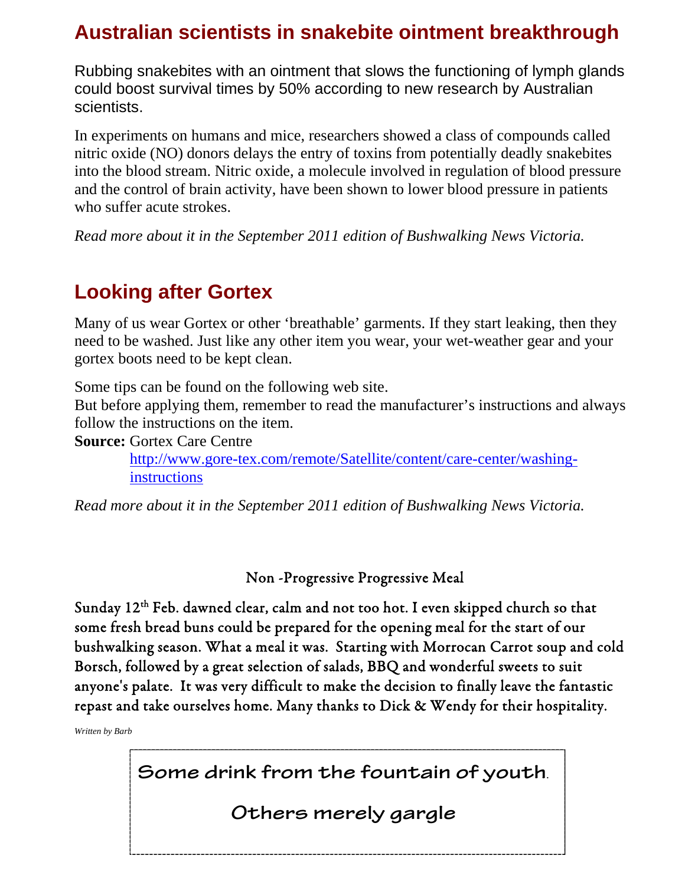## Australian scientists in snakebite ointment breakthrough

Rubbing snakebites with an ointment that slows the functioning of lymph glands could boost survival times by 50% according to new research by Australian scientists.

In experiments on humans and mice, researchers showed a class of compounds called nitric oxide (NO) donors delays the entry of toxins from potentially deadly snakebites into the blood stream. Nitric oxide, a molecule involved in regulation of blood pressure and the control of brain activity, have been shown to lower blood pressure in patients who suffer acute strokes.

*Read more about it in the September 2011 edition of Bushwalking News Victoria.*

## Looking after Gortex

Many of us wear Gortex or other 'breathable' garments. If they start leaking, then they need to be washed. Just like any other item you wear, your wet-weather gear and your gortex boots need to be kept clean.

Some tips can be found on the following web site.
But before applying them, remember to read the manufacturer's instructions and always follow the instructions on the item.

**Source:** Gortex Care Centre
[http://www.gore-tex.com/remote/Satellite/content/care-center/washing-instructions](http://www.gore-tex.com/remote/Satellite/content/care-center/washing-instructions)

*Read more about it in the September 2011 edition of Bushwalking News Victoria.*

### Non -Progressive Progressive Meal

Sunday 12th Feb. dawned clear, calm and not too hot. I even skipped church so that some fresh bread buns could be prepared for the opening meal for the start of our bushwalking season. What a meal it was. Starting with Morrocan Carrot soup and cold Borsch, followed by a great selection of salads, BBQ and wonderful sweets to suit anyone's palate. It was very difficult to make the decision to finally leave the fantastic repast and take ourselves home. Many thanks to Dick & Wendy for their hospitality.

*Written by Barb*

**Some drink from the fountain of youth.**

**Others merely gargle**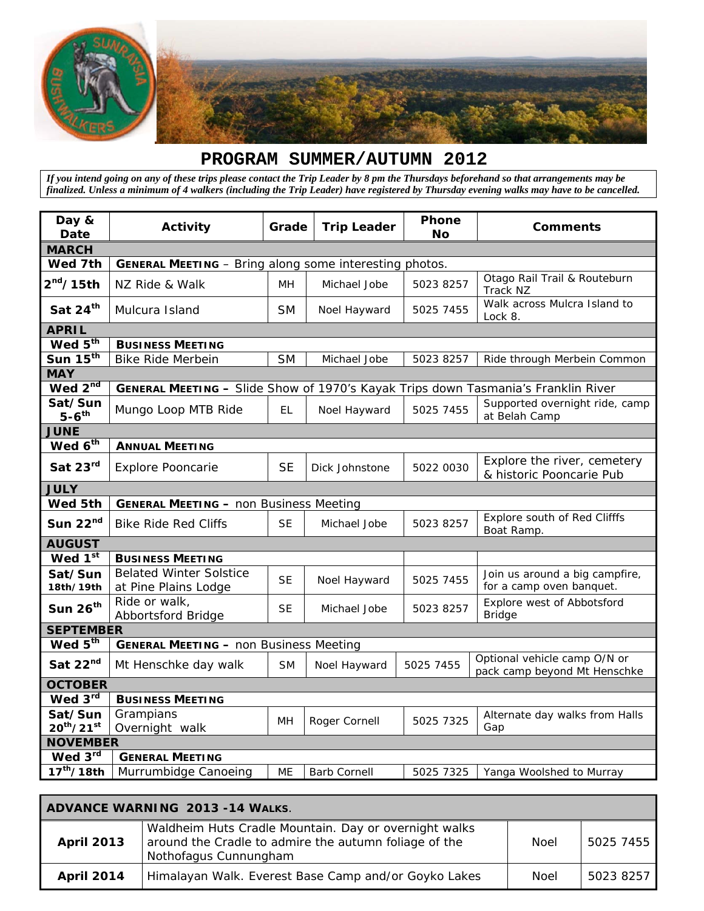# PROGRAM SUMMER/AUTUMN 2012

*If you intend going on any of these trips please contact the Trip Leader by 8 pm the Thursdays beforehand so that arrangements may be finalized. Unless a minimum of 4 walkers (including the Trip Leader) have registered by Thursday evening walks may have to be cancelled.*

| Day & Date | Activity | Grade | Trip Leader | Phone No | Comments |
|---|---|---|---|---|---|
| **MARCH** | | | | | |
| Wed 7th | **GENERAL MEETING** – Bring along some interesting photos. | | | | |
| 2nd/15th | NZ Ride & Walk | MH | Michael Jobe | 5023 8257 | Otago Rail Trail & Routeburn Track NZ |
| Sat 24th | Mulcura Island | SM | Noel Hayward | 5025 7455 | Walk across Mulcra Island to Lock 8. |
| **APRIL** | | | | | |
| Wed 5th | **BUSINESS MEETING** | | | | |
| Sun 15th | Bike Ride Merbein | SM | Michael Jobe | 5023 8257 | Ride through Merbein Common |
| **MAY** | | | | | |
| Wed 2nd | **GENERAL MEETING** – Slide Show of 1970's Kayak Trips down Tasmania's Franklin River | | | | |
| Sat/Sun 5-6th | Mungo Loop MTB Ride | EL | Noel Hayward | 5025 7455 | Supported overnight ride, camp at Belah Camp |
| **JUNE** | | | | | |
| Wed 6th | **ANNUAL MEETING** | | | | |
| Sat 23rd | Explore Pooncarie | SE | Dick Johnstone | 5022 0030 | Explore the river, cemetery & historic Pooncarie Pub |
| **JULY** | | | | | |
| Wed 5th | **GENERAL MEETING** – non Business Meeting | | | | |
| Sun 22nd | Bike Ride Red Cliffs | SE | Michael Jobe | 5023 8257 | Explore south of Red Clifffs Boat Ramp. |
| **AUGUST** | | | | | |
| Wed 1st | **BUSINESS MEETING** | | | | |
| Sat/Sun 18th/19th | Belated Winter Solstice at Pine Plains Lodge | SE | Noel Hayward | 5025 7455 | Join us around a big campfire, for a camp oven banquet. |
| Sun 26th | Ride or walk, Abbortsford Bridge | SE | Michael Jobe | 5023 8257 | Explore west of Abbotsford Bridge |
| **SEPTEMBER** | | | | | |
| Wed 5th | **GENERAL MEETING** – non Business Meeting | | | | |
| Sat 22nd | Mt Henschke day walk | SM | Noel Hayward | 5025 7455 | Optional vehicle camp O/N or pack camp beyond Mt Henschke |
| **OCTOBER** | | | | | |
| Wed 3rd | **BUSINESS MEETING** | | | | |
| Sat/Sun 20th/21st | Grampians Overnight walk | MH | Roger Cornell | 5025 7325 | Alternate day walks from Halls Gap |
| **NOVEMBER** | | | | | |
| Wed 3rd | **GENERAL MEETING** | | | | |
| 17th/18th | Murrumbidge Canoeing | ME | Barb Cornell | 5025 7325 | Yanga Woolshed to Murray |

| ADVANCE WARNING 2013 -14 WALKS. | | | |
|---|---|---|---|
| **April 2013** | Waldheim Huts Cradle Mountain. Day or overnight walks around the Cradle to admire the autumn foliage of the Nothofagus Cunnungham | Noel | 5025 7455 |
| **April 2014** | Himalayan Walk. Everest Base Camp and/or Goyko Lakes | Noel | 5023 8257 |